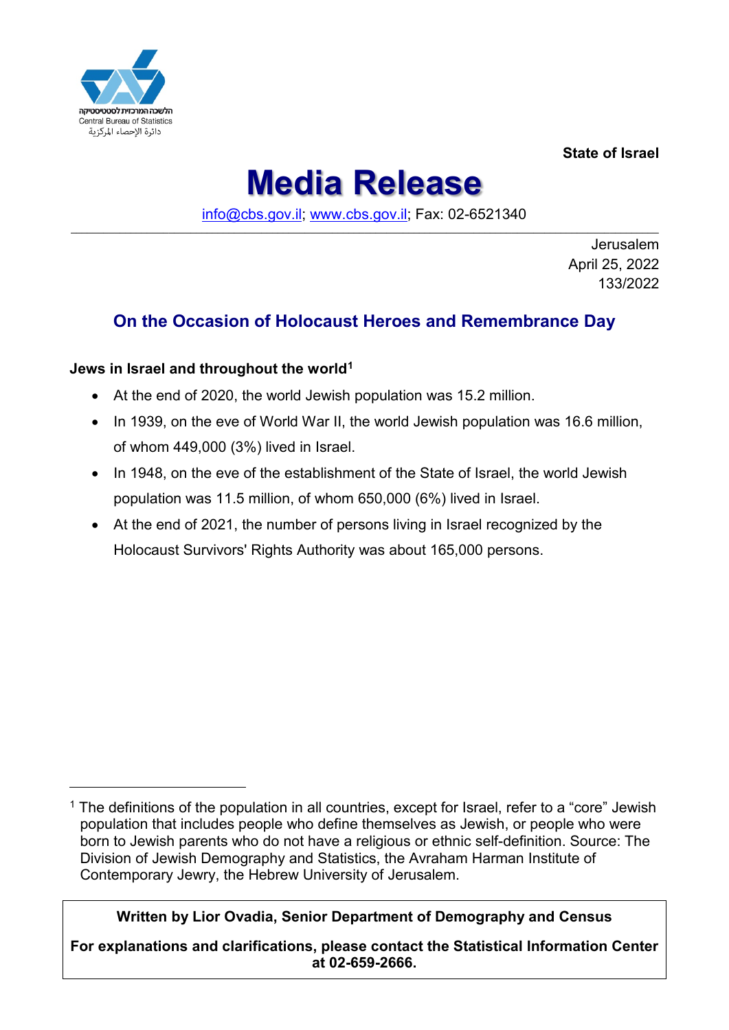הלשכה המרכזית לסטטיסטיקה
Central Bureau of Statistics
دائرة الإحصاء المركزية

**State of Israel**

# Media Release

info@cbs.gov.il; www.cbs.gov.il; Fax: 02-6521340

Jerusalem
April 25, 2022
133/2022

## On the Occasion of Holocaust Heroes and Remembrance Day

**Jews in Israel and throughout the world**[1]

- At the end of 2020, the world Jewish population was 15.2 million.
- In 1939, on the eve of World War II, the world Jewish population was 16.6 million, of whom 449,000 (3%) lived in Israel.
- In 1948, on the eve of the establishment of the State of Israel, the world Jewish population was 11.5 million, of whom 650,000 (6%) lived in Israel.
- At the end of 2021, the number of persons living in Israel recognized by the Holocaust Survivors' Rights Authority was about 165,000 persons.

---

[1] The definitions of the population in all countries, except for Israel, refer to a "core" Jewish population that includes people who define themselves as Jewish, or people who were born to Jewish parents who do not have a religious or ethnic self-definition. Source: The Division of Jewish Demography and Statistics, the Avraham Harman Institute of Contemporary Jewry, the Hebrew University of Jerusalem.

**Written by Lior Ovadia, Senior Department of Demography and Census**

**For explanations and clarifications, please contact the Statistical Information Center at 02-659-2666.**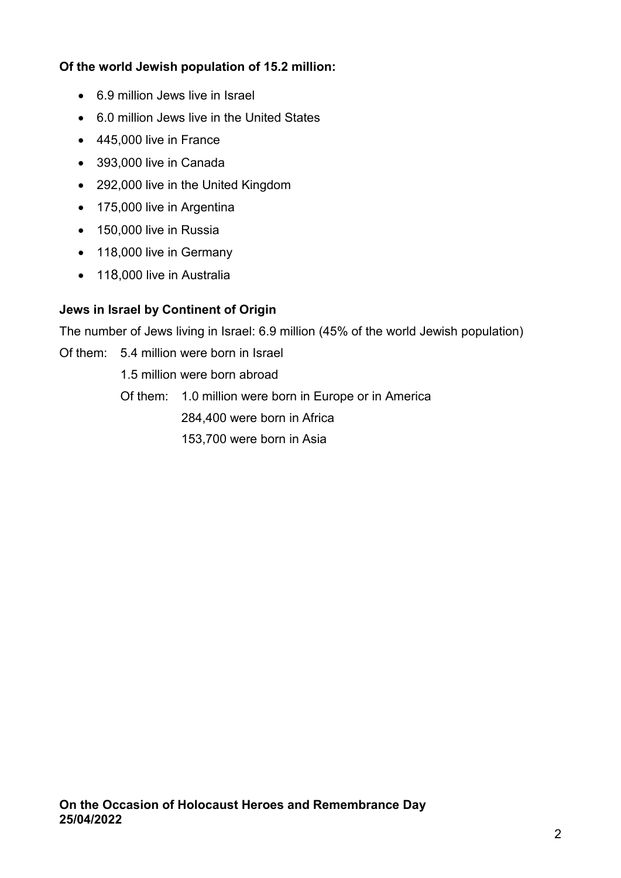**Of the world Jewish population of 15.2 million:**

- 6.9 million Jews live in Israel
- 6.0 million Jews live in the United States
- 445,000 live in France
- 393,000 live in Canada
- 292,000 live in the United Kingdom
- 175,000 live in Argentina
- 150,000 live in Russia
- 118,000 live in Germany
- 118,000 live in Australia

**Jews in Israel by Continent of Origin**

The number of Jews living in Israel: 6.9 million (45% of the world Jewish population)

Of them:
- 5.4 million were born in Israel
- 1.5 million were born abroad

  Of them:
  - 1.0 million were born in Europe or in America
  - 284,400 were born in Africa
  - 153,700 were born in Asia